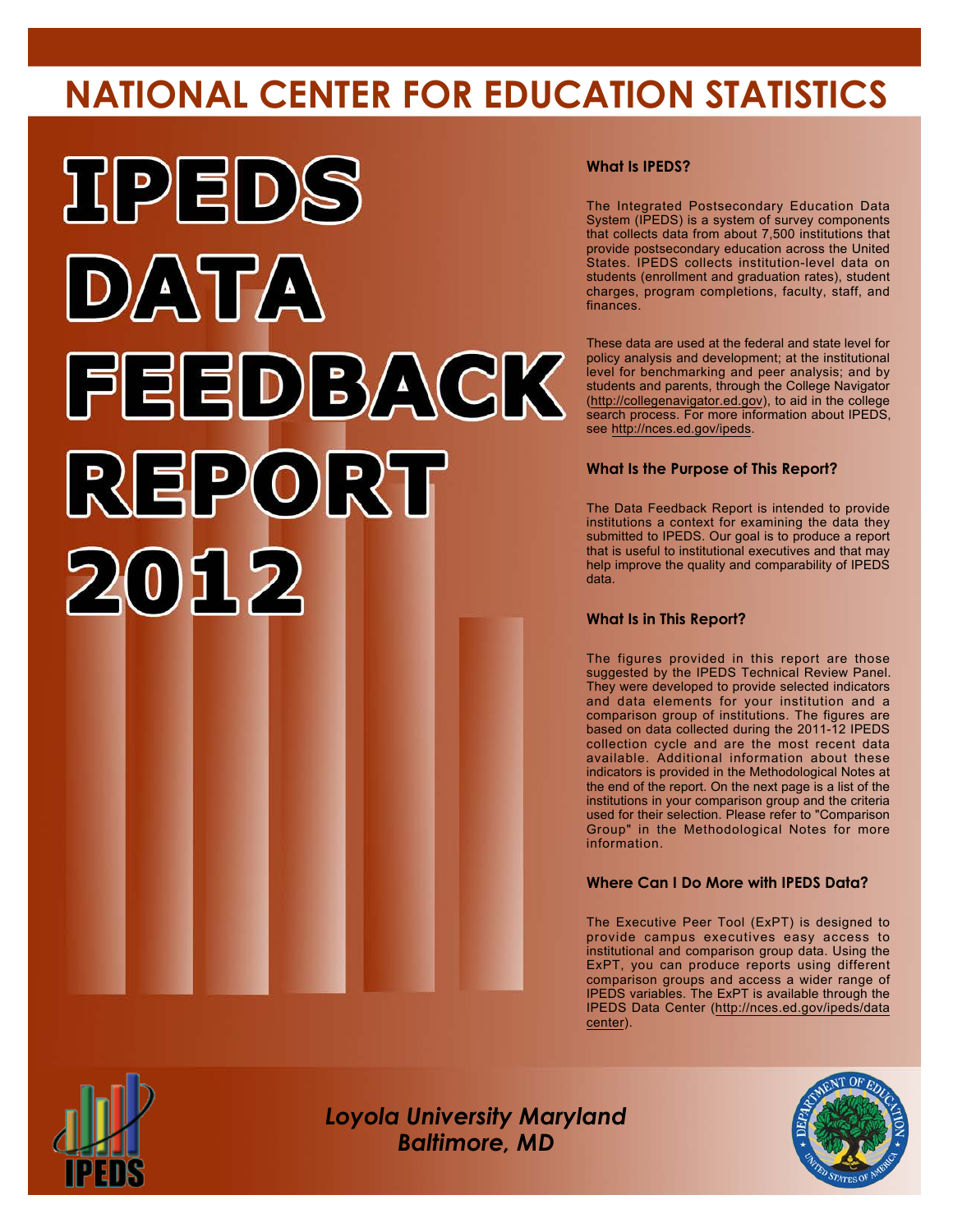# NATIONAL CENTER FOR EDUCATION STATISTICS

# IPEDS DATA FEEDBACK REPORT 2012

### What Is IPEDS?

The Integrated Postsecondary Education Data System (IPEDS) is a system of survey components that collects data from about 7,500 institutions that provide postsecondary education across the United States. IPEDS collects institution-level data on students (enrollment and graduation rates), student charges, program completions, faculty, staff, and finances.

These data are used at the federal and state level for policy analysis and development; at the institutional level for benchmarking and peer analysis; and by students and parents, through the College Navigator (http://collegenavigator.ed.gov), to aid in the college search process. For more information about IPEDS, see http://nces.ed.gov/ipeds.

### What Is the Purpose of This Report?

The Data Feedback Report is intended to provide institutions a context for examining the data they submitted to IPEDS. Our goal is to produce a report that is useful to institutional executives and that may help improve the quality and comparability of IPEDS data.

### What Is in This Report?

The figures provided in this report are those suggested by the IPEDS Technical Review Panel. They were developed to provide selected indicators and data elements for your institution and a comparison group of institutions. The figures are based on data collected during the 2011-12 IPEDS collection cycle and are the most recent data available. Additional information about these indicators is provided in the Methodological Notes at the end of the report. On the next page is a list of the institutions in your comparison group and the criteria used for their selection. Please refer to "Comparison Group" in the Methodological Notes for more information.

### Where Can I Do More with IPEDS Data?

The Executive Peer Tool (ExPT) is designed to provide campus executives easy access to institutional and comparison group data. Using the ExPT, you can produce reports using different comparison groups and access a wider range of IPEDS variables. The ExPT is available through the IPEDS Data Center (http://nces.ed.gov/ipeds/datacenter).

*Loyola University Maryland*
*Baltimore, MD*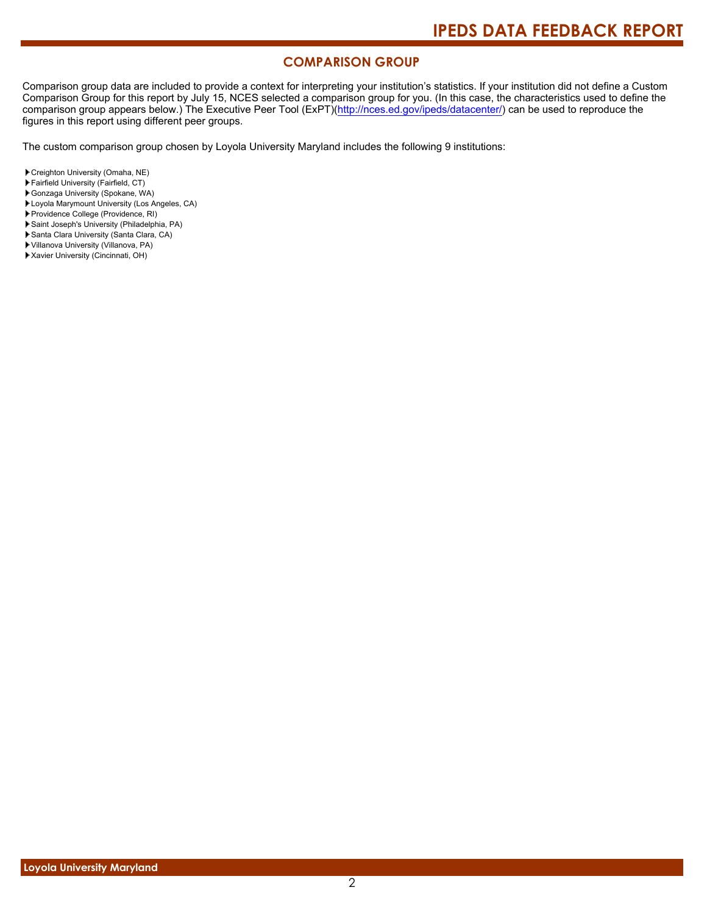## COMPARISON GROUP

Comparison group data are included to provide a context for interpreting your institution's statistics. If your institution did not define a Custom Comparison Group for this report by July 15, NCES selected a comparison group for you. (In this case, the characteristics used to define the comparison group appears below.) The Executive Peer Tool (ExPT)(http://nces.ed.gov/ipeds/datacenter/) can be used to reproduce the figures in this report using different peer groups.

The custom comparison group chosen by Loyola University Maryland includes the following 9 institutions:

- Creighton University (Omaha, NE)
- Fairfield University (Fairfield, CT)
- Gonzaga University (Spokane, WA)
- Loyola Marymount University (Los Angeles, CA)
- Providence College (Providence, RI)
- Saint Joseph's University (Philadelphia, PA)
- Santa Clara University (Santa Clara, CA)
- Villanova University (Villanova, PA)
- Xavier University (Cincinnati, OH)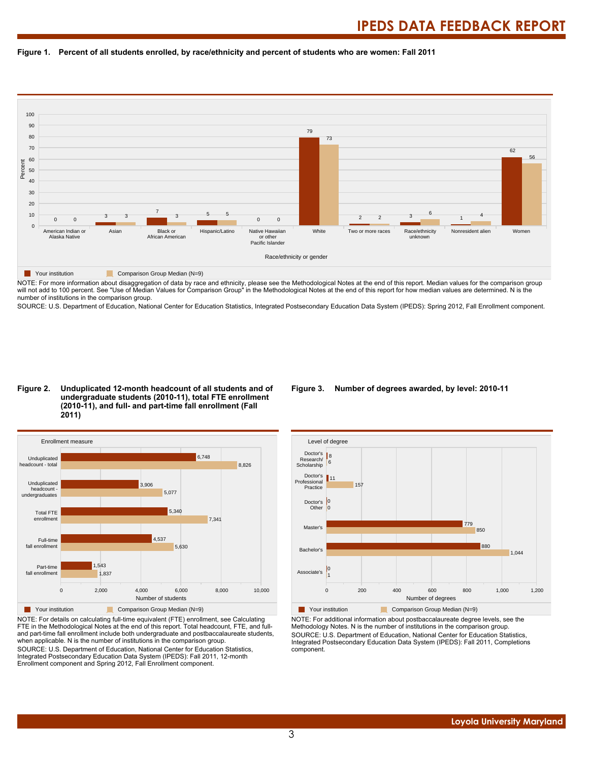**Figure 1. Percent of all students enrolled, by race/ethnicity and percent of students who are women: Fall 2011**

| Race/ethnicity or gender | Your institution | Comparison Group Median (N=9) |
|---|---|---|
| American Indian or Alaska Native | 0 | 0 |
| Asian | 3 | 3 |
| Black or African American | 7 | 3 |
| Hispanic/Latino | 5 | 5 |
| Native Hawaiian or other Pacific Islander | 0 | 0 |
| White | 79 | 73 |
| Two or more races | 2 | 2 |
| Race/ethnicity unknown | 3 | 6 |
| Nonresident alien | 1 | 4 |
| Women | 62 | 56 |

NOTE: For more information about disaggregation of data by race and ethnicity, please see the Methodological Notes at the end of this report. Median values for the comparison group will not add to 100 percent. See "Use of Median Values for Comparison Group" in the Methodological Notes at the end of this report for how median values are determined. N is the number of institutions in the comparison group.

SOURCE: U.S. Department of Education, National Center for Education Statistics, Integrated Postsecondary Education Data System (IPEDS): Spring 2012, Fall Enrollment component.

**Figure 2. Unduplicated 12-month headcount of all students and of undergraduate students (2010-11), total FTE enrollment (2010-11), and full- and part-time fall enrollment (Fall 2011)**

| Enrollment measure | Your institution | Comparison Group Median (N=9) |
|---|---|---|
| Unduplicated headcount - total | 6,748 | 8,826 |
| Unduplicated headcount - undergraduates | 3,906 | 5,077 |
| Total FTE enrollment | 5,340 | 7,341 |
| Full-time fall enrollment | 4,537 | 5,630 |
| Part-time fall enrollment | 1,543 | 1,837 |

NOTE: For details on calculating full-time equivalent (FTE) enrollment, see Calculating FTE in the Methodological Notes at the end of this report. Total headcount, FTE, and full- and part-time fall enrollment include both undergraduate and postbaccalaureate students, when applicable. N is the number of institutions in the comparison group.

SOURCE: U.S. Department of Education, National Center for Education Statistics, Integrated Postsecondary Education Data System (IPEDS): Fall 2011, 12-month Enrollment component and Spring 2012, Fall Enrollment component.

**Figure 3. Number of degrees awarded, by level: 2010-11**

| Level of degree | Your institution | Comparison Group Median (N=9) |
|---|---|---|
| Doctor's Research/ Scholarship | 8 | 6 |
| Doctor's Professional Practice | 11 | 157 |
| Doctor's Other | 0 | 0 |
| Master's | 779 | 850 |
| Bachelor's | 880 | 1,044 |
| Associate's | 0 | 1 |

NOTE: For additional information about postbaccalaureate degree levels, see the Methodology Notes. N is the number of institutions in the comparison group.

SOURCE: U.S. Department of Education, National Center for Education Statistics, Integrated Postsecondary Education Data System (IPEDS): Fall 2011, Completions component.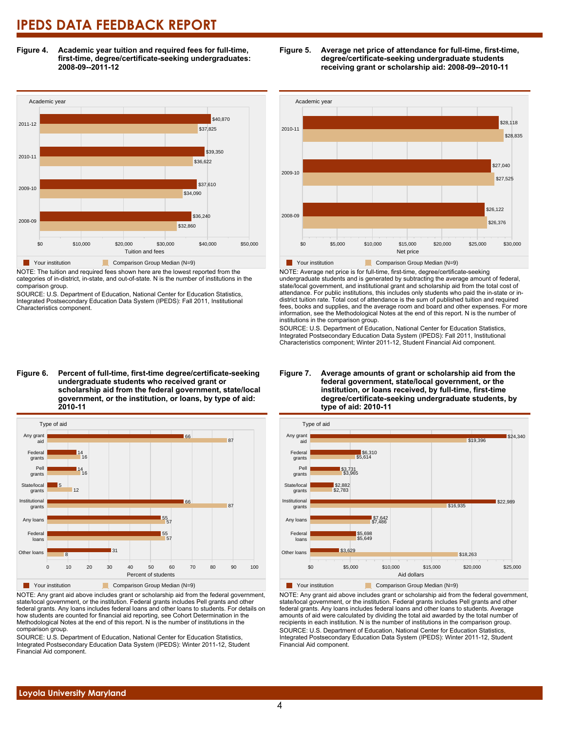**Figure 4. Academic year tuition and required fees for full-time, first-time, degree/certificate-seeking undergraduates: 2008-09--2011-12**

| Academic year | Your institution | Comparison Group Median (N=9) |
|---|---|---|
| 2011-12 | $40,870 | $37,825 |
| 2010-11 | $39,350 | $36,622 |
| 2009-10 | $37,610 | $34,090 |
| 2008-09 | $36,240 | $32,860 |

NOTE: The tuition and required fees shown here are the lowest reported from the categories of in-district, in-state, and out-of-state. N is the number of institutions in the comparison group.

SOURCE: U.S. Department of Education, National Center for Education Statistics, Integrated Postsecondary Education Data System (IPEDS): Fall 2011, Institutional Characteristics component.

**Figure 5. Average net price of attendance for full-time, first-time, degree/certificate-seeking undergraduate students receiving grant or scholarship aid: 2008-09--2010-11**

| Academic year | Your institution | Comparison Group Median (N=9) |
|---|---|---|
| 2010-11 | $28,118 | $28,835 |
| 2009-10 | $27,040 | $27,525 |
| 2008-09 | $26,122 | $26,376 |

NOTE: Average net price is for full-time, first-time, degree/certificate-seeking undergraduate students and is generated by subtracting the average amount of federal, state/local government, and institutional grant and scholarship aid from the total cost of attendance. For public institutions, this includes only students who paid the in-state or in-district tuition rate. Total cost of attendance is the sum of published tuition and required fees, books and supplies, and the average room and board and other expenses. For more information, see the Methodological Notes at the end of this report. N is the number of institutions in the comparison group.

SOURCE: U.S. Department of Education, National Center for Education Statistics, Integrated Postsecondary Education Data System (IPEDS): Fall 2011, Institutional Characteristics component; Winter 2011-12, Student Financial Aid component.

**Figure 6. Percent of full-time, first-time degree/certificate-seeking undergraduate students who received grant or scholarship aid from the federal government, state/local government, or the institution, or loans, by type of aid: 2010-11**

| Type of aid | Your institution | Comparison Group Median (N=9) |
|---|---|---|
| Any grant aid | 66 | 87 |
| Federal grants | 14 | 16 |
| Pell grants | 14 | 16 |
| State/local grants | 5 | 12 |
| Institutional grants | 66 | 87 |
| Any loans | 55 | 57 |
| Federal loans | 55 | 57 |
| Other loans | 31 | 8 |

NOTE: Any grant aid above includes grant or scholarship aid from the federal government, state/local government, or the institution. Federal grants includes Pell grants and other federal grants. Any loans includes federal loans and other loans to students. For details on how students are counted for financial aid reporting, see Cohort Determination in the Methodological Notes at the end of this report. N is the number of institutions in the comparison group.

SOURCE: U.S. Department of Education, National Center for Education Statistics, Integrated Postsecondary Education Data System (IPEDS): Winter 2011-12, Student Financial Aid component.

**Figure 7. Average amounts of grant or scholarship aid from the federal government, state/local government, or the institution, or loans received, by full-time, first-time degree/certificate-seeking undergraduate students, by type of aid: 2010-11**

| Type of aid | Your institution | Comparison Group Median (N=9) |
|---|---|---|
| Any grant aid | $24,340 | $19,396 |
| Federal grants | $6,310 | $5,614 |
| Pell grants | $3,731 | $3,965 |
| State/local grants | $2,882 | $2,783 |
| Institutional grants | $22,989 | $16,935 |
| Any loans | $7,642 | $7,486 |
| Federal loans | $5,698 | $5,649 |
| Other loans | $3,629 | $18,263 |

NOTE: Any grant aid above includes grant or scholarship aid from the federal government, state/local government, or the institution. Federal grants includes Pell grants and other federal grants. Any loans includes federal loans and other loans to students. Average amounts of aid were calculated by dividing the total aid awarded by the total number of recipients in each institution. N is the number of institutions in the comparison group.

SOURCE: U.S. Department of Education, National Center for Education Statistics, Integrated Postsecondary Education Data System (IPEDS): Winter 2011-12, Student Financial Aid component.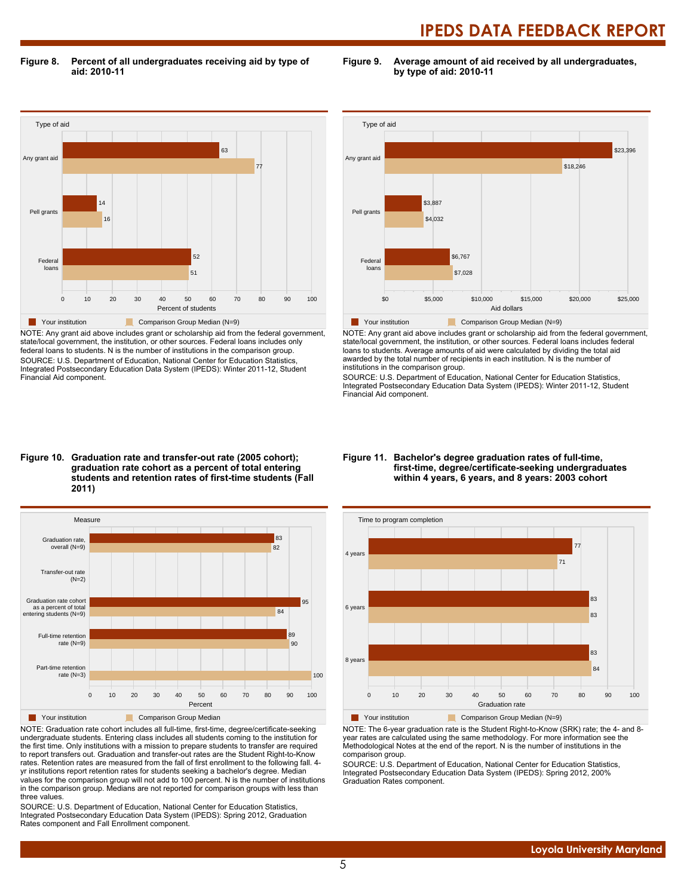**Figure 8. Percent of all undergraduates receiving aid by type of aid: 2010-11**

| Type of aid | Your institution | Comparison Group Median (N=9) |
| --- | --- | --- |
| Any grant aid | 63 | 77 |
| Pell grants | 14 | 16 |
| Federal loans | 52 | 51 |

Percent of students

NOTE: Any grant aid above includes grant or scholarship aid from the federal government, state/local government, the institution, or other sources. Federal loans includes only federal loans to students. N is the number of institutions in the comparison group.
SOURCE: U.S. Department of Education, National Center for Education Statistics, Integrated Postsecondary Education Data System (IPEDS): Winter 2011-12, Student Financial Aid component.

**Figure 9. Average amount of aid received by all undergraduates, by type of aid: 2010-11**

| Type of aid | Your institution | Comparison Group Median (N=9) |
| --- | --- | --- |
| Any grant aid | $23,396 | $18,246 |
| Pell grants | $3,887 | $4,032 |
| Federal loans | $6,767 | $7,028 |

Aid dollars

NOTE: Any grant aid above includes grant or scholarship aid from the federal government, state/local government, the institution, or other sources. Federal loans includes federal loans to students. Average amounts of aid were calculated by dividing the total aid awarded by the total number of recipients in each institution. N is the number of institutions in the comparison group.
SOURCE: U.S. Department of Education, National Center for Education Statistics, Integrated Postsecondary Education Data System (IPEDS): Winter 2011-12, Student Financial Aid component.

**Figure 10. Graduation rate and transfer-out rate (2005 cohort); graduation rate cohort as a percent of total entering students and retention rates of first-time students (Fall 2011)**

| Measure | Your institution | Comparison Group Median |
| --- | --- | --- |
| Graduation rate, overall (N=9) | 83 | 82 |
| Transfer-out rate (N=2) | | |
| Graduation rate cohort as a percent of total entering students (N=9) | 95 | 84 |
| Full-time retention rate (N=9) | 89 | 90 |
| Part-time retention rate (N=3) | | 100 |

Percent

NOTE: Graduation rate cohort includes all full-time, first-time, degree/certificate-seeking undergraduate students. Entering class includes all students coming to the institution for the first time. Only institutions with a mission to prepare students to transfer are required to report transfers out. Graduation and transfer-out rates are the Student Right-to-Know rates. Retention rates are measured from the fall of first enrollment to the following fall. 4-yr institutions report retention rates for students seeking a bachelor's degree. Median values for the comparison group will not add to 100 percent. N is the number of institutions in the comparison group. Medians are not reported for comparison groups with less than three values.
SOURCE: U.S. Department of Education, National Center for Education Statistics, Integrated Postsecondary Education Data System (IPEDS): Spring 2012, Graduation Rates component and Fall Enrollment component.

**Figure 11. Bachelor's degree graduation rates of full-time, first-time, degree/certificate-seeking undergraduates within 4 years, 6 years, and 8 years: 2003 cohort**

| Time to program completion | Your institution | Comparison Group Median (N=9) |
| --- | --- | --- |
| 4 years | 77 | 71 |
| 6 years | 83 | 83 |
| 8 years | 83 | 84 |

Graduation rate

NOTE: The 6-year graduation rate is the Student Right-to-Know (SRK) rate; the 4- and 8-year rates are calculated using the same methodology. For more information see the Methodological Notes at the end of the report. N is the number of institutions in the comparison group.
SOURCE: U.S. Department of Education, National Center for Education Statistics, Integrated Postsecondary Education Data System (IPEDS): Spring 2012, 200% Graduation Rates component.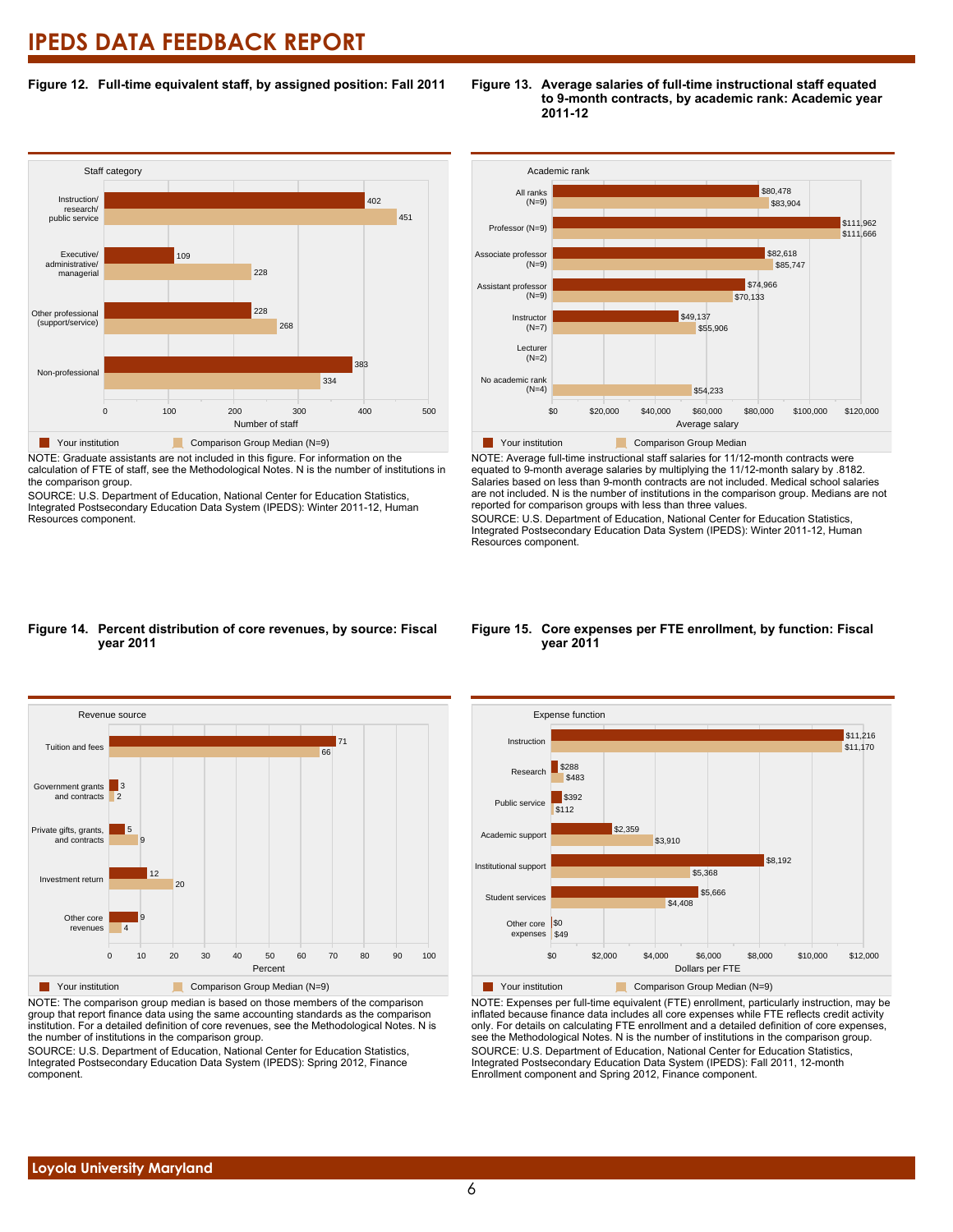### Figure 12. Full-time equivalent staff, by assigned position: Fall 2011

| Staff category | Your institution | Comparison Group Median (N=9) |
|---|---|---|
| Instruction/ research/ public service | 402 | 451 |
| Executive/ administrative/ managerial | 109 | 228 |
| Other professional (support/service) | 228 | 268 |
| Non-professional | 383 | 334 |

NOTE: Graduate assistants are not included in this figure. For information on the calculation of FTE of staff, see the Methodological Notes. N is the number of institutions in the comparison group.

SOURCE: U.S. Department of Education, National Center for Education Statistics, Integrated Postsecondary Education Data System (IPEDS): Winter 2011-12, Human Resources component.

### Figure 13. Average salaries of full-time instructional staff equated to 9-month contracts, by academic rank: Academic year 2011-12

| Academic rank | Your institution | Comparison Group Median |
|---|---|---|
| All ranks (N=9) | $80,478 | $83,904 |
| Professor (N=9) | $111,962 | $111,666 |
| Associate professor (N=9) | $82,618 | $85,747 |
| Assistant professor (N=9) | $74,966 | $70,133 |
| Instructor (N=7) | $49,137 | $55,906 |
| Lecturer (N=2) | | |
| No academic rank (N=4) | | $54,233 |

NOTE: Average full-time instructional staff salaries for 11/12-month contracts were equated to 9-month average salaries by multiplying the 11/12-month salary by .8182. Salaries based on less than 9-month contracts are not included. Medical school salaries are not included. N is the number of institutions in the comparison group. Medians are not reported for comparison groups with less than three values.

SOURCE: U.S. Department of Education, National Center for Education Statistics, Integrated Postsecondary Education Data System (IPEDS): Winter 2011-12, Human Resources component.

### Figure 14. Percent distribution of core revenues, by source: Fiscal year 2011

| Revenue source | Your institution | Comparison Group Median (N=9) |
|---|---|---|
| Tuition and fees | 71 | 66 |
| Government grants and contracts | 3 | 2 |
| Private gifts, grants, and contracts | 5 | 9 |
| Investment return | 12 | 20 |
| Other core revenues | 9 | 4 |

NOTE: The comparison group median is based on those members of the comparison group that report finance data using the same accounting standards as the comparison institution. For a detailed definition of core revenues, see the Methodological Notes. N is the number of institutions in the comparison group.

SOURCE: U.S. Department of Education, National Center for Education Statistics, Integrated Postsecondary Education Data System (IPEDS): Spring 2012, Finance component.

### Figure 15. Core expenses per FTE enrollment, by function: Fiscal year 2011

| Expense function | Your institution | Comparison Group Median (N=9) |
|---|---|---|
| Instruction | $11,216 | $11,170 |
| Research | $288 | $483 |
| Public service | $392 | $112 |
| Academic support | $2,359 | $3,910 |
| Institutional support | $8,192 | $5,368 |
| Student services | $5,666 | $4,408 |
| Other core expenses | $0 | $49 |

NOTE: Expenses per full-time equivalent (FTE) enrollment, particularly instruction, may be inflated because finance data includes all core expenses while FTE reflects credit activity only. For details on calculating FTE enrollment and a detailed definition of core expenses, see the Methodological Notes. N is the number of institutions in the comparison group.

SOURCE: U.S. Department of Education, National Center for Education Statistics, Integrated Postsecondary Education Data System (IPEDS): Fall 2011, 12-month Enrollment component and Spring 2012, Finance component.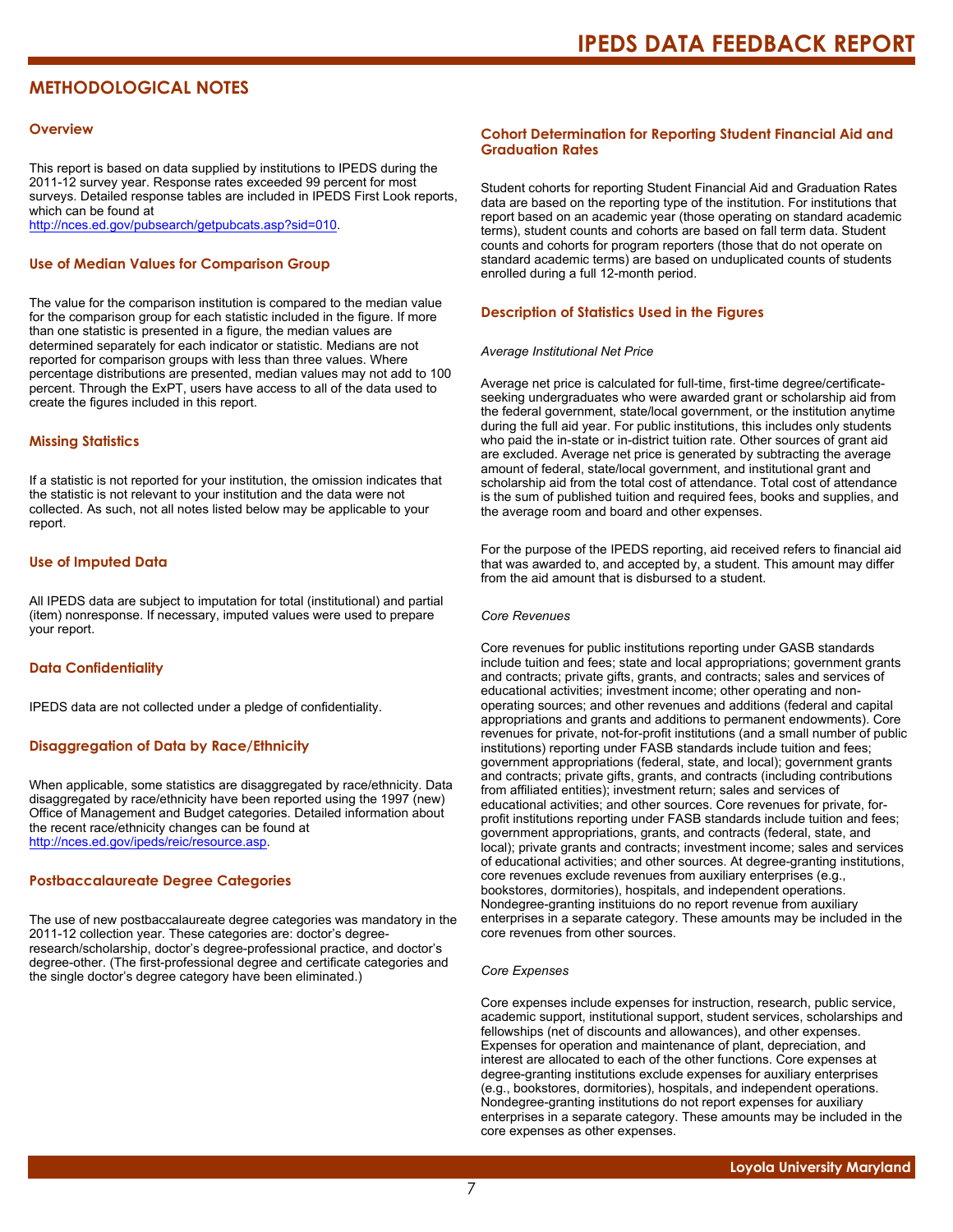# METHODOLOGICAL NOTES

## Overview

This report is based on data supplied by institutions to IPEDS during the 2011-12 survey year. Response rates exceeded 99 percent for most surveys. Detailed response tables are included in IPEDS First Look reports, which can be found at
http://nces.ed.gov/pubsearch/getpubcats.asp?sid=010.

## Use of Median Values for Comparison Group

The value for the comparison institution is compared to the median value for the comparison group for each statistic included in the figure. If more than one statistic is presented in a figure, the median values are determined separately for each indicator or statistic. Medians are not reported for comparison groups with less than three values. Where percentage distributions are presented, median values may not add to 100 percent. Through the ExPT, users have access to all of the data used to create the figures included in this report.

## Missing Statistics

If a statistic is not reported for your institution, the omission indicates that the statistic is not relevant to your institution and the data were not collected. As such, not all notes listed below may be applicable to your report.

## Use of Imputed Data

All IPEDS data are subject to imputation for total (institutional) and partial (item) nonresponse. If necessary, imputed values were used to prepare your report.

## Data Confidentiality

IPEDS data are not collected under a pledge of confidentiality.

## Disaggregation of Data by Race/Ethnicity

When applicable, some statistics are disaggregated by race/ethnicity. Data disaggregated by race/ethnicity have been reported using the 1997 (new) Office of Management and Budget categories. Detailed information about the recent race/ethnicity changes can be found at
http://nces.ed.gov/ipeds/reic/resource.asp.

## Postbaccalaureate Degree Categories

The use of new postbaccalaureate degree categories was mandatory in the 2011-12 collection year. These categories are: doctor's degree-research/scholarship, doctor's degree-professional practice, and doctor's degree-other. (The first-professional degree and certificate categories and the single doctor's degree category have been eliminated.)

## Cohort Determination for Reporting Student Financial Aid and Graduation Rates

Student cohorts for reporting Student Financial Aid and Graduation Rates data are based on the reporting type of the institution. For institutions that report based on an academic year (those operating on standard academic terms), student counts and cohorts are based on fall term data. Student counts and cohorts for program reporters (those that do not operate on standard academic terms) are based on unduplicated counts of students enrolled during a full 12-month period.

## Description of Statistics Used in the Figures

*Average Institutional Net Price*

Average net price is calculated for full-time, first-time degree/certificate-seeking undergraduates who were awarded grant or scholarship aid from the federal government, state/local government, or the institution anytime during the full aid year. For public institutions, this includes only students who paid the in-state or in-district tuition rate. Other sources of grant aid are excluded. Average net price is generated by subtracting the average amount of federal, state/local government, and institutional grant and scholarship aid from the total cost of attendance. Total cost of attendance is the sum of published tuition and required fees, books and supplies, and the average room and board and other expenses.

For the purpose of the IPEDS reporting, aid received refers to financial aid that was awarded to, and accepted by, a student. This amount may differ from the aid amount that is disbursed to a student.

*Core Revenues*

Core revenues for public institutions reporting under GASB standards include tuition and fees; state and local appropriations; government grants and contracts; private gifts, grants, and contracts; sales and services of educational activities; investment income; other operating and non-operating sources; and other revenues and additions (federal and capital appropriations and grants and additions to permanent endowments). Core revenues for private, not-for-profit institutions (and a small number of public institutions) reporting under FASB standards include tuition and fees; government appropriations (federal, state, and local); government grants and contracts; private gifts, grants, and contracts (including contributions from affiliated entities); investment return; sales and services of educational activities; and other sources. Core revenues for private, for-profit institutions reporting under FASB standards include tuition and fees; government appropriations, grants, and contracts (federal, state, and local); private grants and contracts; investment income; sales and services of educational activities; and other sources. At degree-granting institutions, core revenues exclude revenues from auxiliary enterprises (e.g., bookstores, dormitories), hospitals, and independent operations. Nondegree-granting instituions do not report revenue from auxiliary enterprises in a separate category. These amounts may be included in the core revenues from other sources.

*Core Expenses*

Core expenses include expenses for instruction, research, public service, academic support, institutional support, student services, scholarships and fellowships (net of discounts and allowances), and other expenses. Expenses for operation and maintenance of plant, depreciation, and interest are allocated to each of the other functions. Core expenses at degree-granting institutions exclude expenses for auxiliary enterprises (e.g., bookstores, dormitories), hospitals, and independent operations. Nondegree-granting institutions do not report expenses for auxiliary enterprises in a separate category. These amounts may be included in the core expenses as other expenses.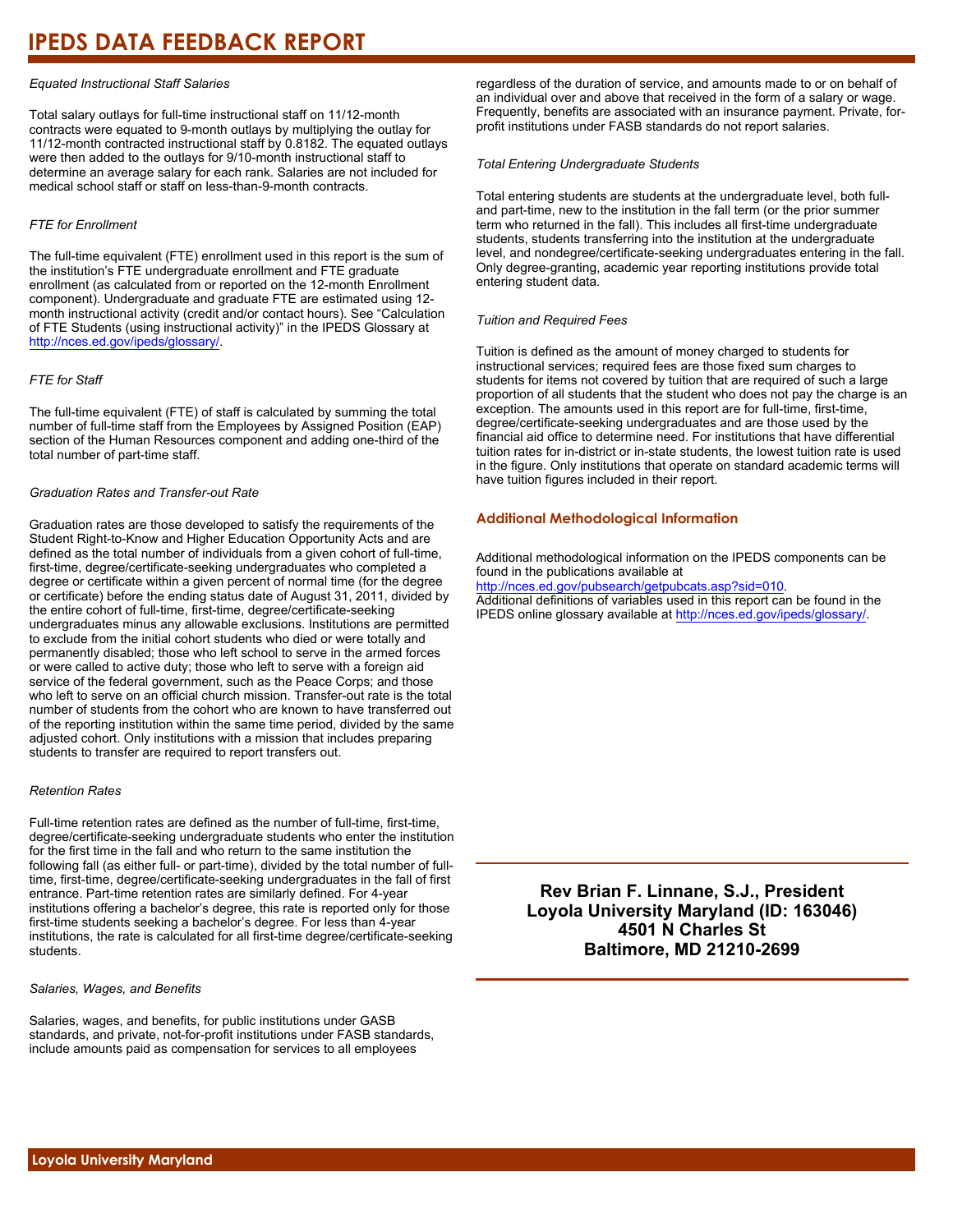*Equated Instructional Staff Salaries*

Total salary outlays for full-time instructional staff on 11/12-month contracts were equated to 9-month outlays by multiplying the outlay for 11/12-month contracted instructional staff by 0.8182. The equated outlays were then added to the outlays for 9/10-month instructional staff to determine an average salary for each rank. Salaries are not included for medical school staff or staff on less-than-9-month contracts.

*FTE for Enrollment*

The full-time equivalent (FTE) enrollment used in this report is the sum of the institution's FTE undergraduate enrollment and FTE graduate enrollment (as calculated from or reported on the 12-month Enrollment component). Undergraduate and graduate FTE are estimated using 12-month instructional activity (credit and/or contact hours). See "Calculation of FTE Students (using instructional activity)" in the IPEDS Glossary at http://nces.ed.gov/ipeds/glossary/.

*FTE for Staff*

The full-time equivalent (FTE) of staff is calculated by summing the total number of full-time staff from the Employees by Assigned Position (EAP) section of the Human Resources component and adding one-third of the total number of part-time staff.

*Graduation Rates and Transfer-out Rate*

Graduation rates are those developed to satisfy the requirements of the Student Right-to-Know and Higher Education Opportunity Acts and are defined as the total number of individuals from a given cohort of full-time, first-time, degree/certificate-seeking undergraduates who completed a degree or certificate within a given percent of normal time (for the degree or certificate) before the ending status date of August 31, 2011, divided by the entire cohort of full-time, first-time, degree/certificate-seeking undergraduates minus any allowable exclusions. Institutions are permitted to exclude from the initial cohort students who died or were totally and permanently disabled; those who left school to serve in the armed forces or were called to active duty; those who left to serve with a foreign aid service of the federal government, such as the Peace Corps; and those who left to serve on an official church mission. Transfer-out rate is the total number of students from the cohort who are known to have transferred out of the reporting institution within the same time period, divided by the same adjusted cohort. Only institutions with a mission that includes preparing students to transfer are required to report transfers out.

*Retention Rates*

Full-time retention rates are defined as the number of full-time, first-time, degree/certificate-seeking undergraduate students who enter the institution for the first time in the fall and who return to the same institution the following fall (as either full- or part-time), divided by the total number of full-time, first-time, degree/certificate-seeking undergraduates in the fall of first entrance. Part-time retention rates are similarly defined. For 4-year institutions offering a bachelor's degree, this rate is reported only for those first-time students seeking a bachelor's degree. For less than 4-year institutions, the rate is calculated for all first-time degree/certificate-seeking students.

*Salaries, Wages, and Benefits*

Salaries, wages, and benefits, for public institutions under GASB standards, and private, not-for-profit institutions under FASB standards, include amounts paid as compensation for services to all employees regardless of the duration of service, and amounts made to or on behalf of an individual over and above that received in the form of a salary or wage. Frequently, benefits are associated with an insurance payment. Private, for-profit institutions under FASB standards do not report salaries.

*Total Entering Undergraduate Students*

Total entering students are students at the undergraduate level, both full- and part-time, new to the institution in the fall term (or the prior summer term who returned in the fall). This includes all first-time undergraduate students, students transferring into the institution at the undergraduate level, and nondegree/certificate-seeking undergraduates entering in the fall. Only degree-granting, academic year reporting institutions provide total entering student data.

*Tuition and Required Fees*

Tuition is defined as the amount of money charged to students for instructional services; required fees are those fixed sum charges to students for items not covered by tuition that are required of such a large proportion of all students that the student who does not pay the charge is an exception. The amounts used in this report are for full-time, first-time, degree/certificate-seeking undergraduates and are those used by the financial aid office to determine need. For institutions that have differential tuition rates for in-district or in-state students, the lowest tuition rate is used in the figure. Only institutions that operate on standard academic terms will have tuition figures included in their report.

## Additional Methodological Information

Additional methodological information on the IPEDS components can be found in the publications available at http://nces.ed.gov/pubsearch/getpubcats.asp?sid=010.
Additional definitions of variables used in this report can be found in the IPEDS online glossary available at http://nces.ed.gov/ipeds/glossary/.

**Rev Brian F. Linnane, S.J., President**
**Loyola University Maryland (ID: 163046)**
**4501 N Charles St**
**Baltimore, MD 21210-2699**